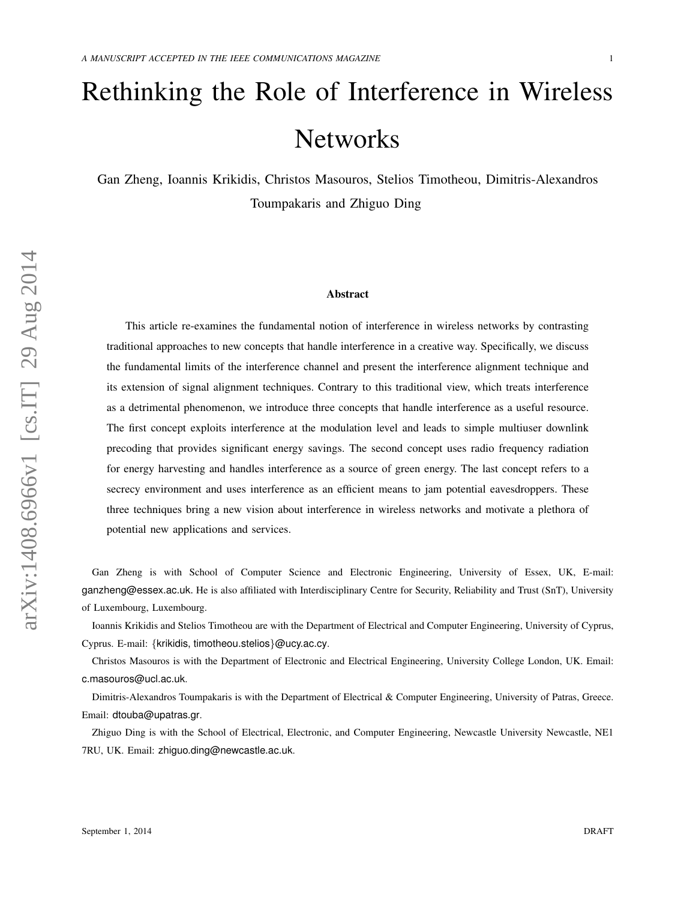# Rethinking the Role of Interference in Wireless Networks

Gan Zheng, Ioannis Krikidis, Christos Masouros, Stelios Timotheou, Dimitris-Alexandros Toumpakaris and Zhiguo Ding

## Abstract

This article re-examines the fundamental notion of interference in wireless networks by contrasting traditional approaches to new concepts that handle interference in a creative way. Specifically, we discuss the fundamental limits of the interference channel and present the interference alignment technique and its extension of signal alignment techniques. Contrary to this traditional view, which treats interference as a detrimental phenomenon, we introduce three concepts that handle interference as a useful resource. The first concept exploits interference at the modulation level and leads to simple multiuser downlink precoding that provides significant energy savings. The second concept uses radio frequency radiation for energy harvesting and handles interference as a source of green energy. The last concept refers to a secrecy environment and uses interference as an efficient means to jam potential eavesdroppers. These three techniques bring a new vision about interference in wireless networks and motivate a plethora of potential new applications and services.

Gan Zheng is with School of Computer Science and Electronic Engineering, University of Essex, UK, E-mail: ganzheng@essex.ac.uk. He is also affiliated with Interdisciplinary Centre for Security, Reliability and Trust (SnT), University of Luxembourg, Luxembourg.

Ioannis Krikidis and Stelios Timotheou are with the Department of Electrical and Computer Engineering, University of Cyprus, Cyprus. E-mail: {krikidis, timotheou.stelios}@ucy.ac.cy.

Christos Masouros is with the Department of Electronic and Electrical Engineering, University College London, UK. Email: c.masouros@ucl.ac.uk.

Dimitris-Alexandros Toumpakaris is with the Department of Electrical & Computer Engineering, University of Patras, Greece. Email: dtouba@upatras.gr.

Zhiguo Ding is with the School of Electrical, Electronic, and Computer Engineering, Newcastle University Newcastle, NE1 7RU, UK. Email: zhiguo.ding@newcastle.ac.uk.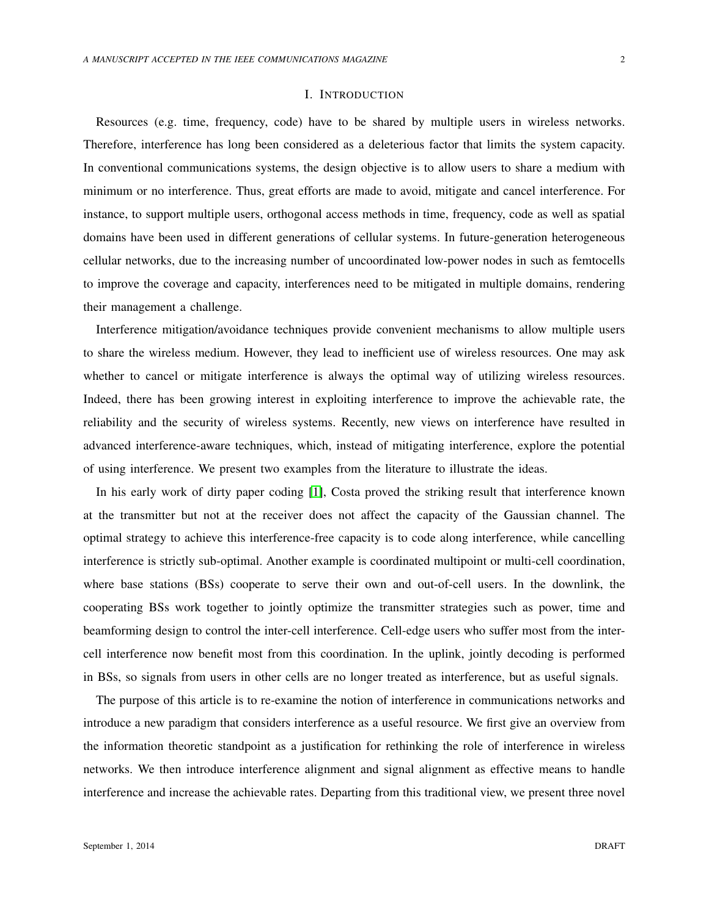# I. INTRODUCTION

Resources (e.g. time, frequency, code) have to be shared by multiple users in wireless networks. Therefore, interference has long been considered as a deleterious factor that limits the system capacity. In conventional communications systems, the design objective is to allow users to share a medium with minimum or no interference. Thus, great efforts are made to avoid, mitigate and cancel interference. For instance, to support multiple users, orthogonal access methods in time, frequency, code as well as spatial domains have been used in different generations of cellular systems. In future-generation heterogeneous cellular networks, due to the increasing number of uncoordinated low-power nodes in such as femtocells to improve the coverage and capacity, interferences need to be mitigated in multiple domains, rendering their management a challenge.

Interference mitigation/avoidance techniques provide convenient mechanisms to allow multiple users to share the wireless medium. However, they lead to inefficient use of wireless resources. One may ask whether to cancel or mitigate interference is always the optimal way of utilizing wireless resources. Indeed, there has been growing interest in exploiting interference to improve the achievable rate, the reliability and the security of wireless systems. Recently, new views on interference have resulted in advanced interference-aware techniques, which, instead of mitigating interference, explore the potential of using interference. We present two examples from the literature to illustrate the ideas.

In his early work of dirty paper coding [1], Costa proved the striking result that interference known at the transmitter but not at the receiver does not affect the capacity of the Gaussian channel. The optimal strategy to achieve this interference-free capacity is to code along interference, while cancelling interference is strictly sub-optimal. Another example is coordinated multipoint or multi-cell coordination, where base stations (BSs) cooperate to serve their own and out-of-cell users. In the downlink, the cooperating BSs work together to jointly optimize the transmitter strategies such as power, time and beamforming design to control the inter-cell interference. Cell-edge users who suffer most from the inter-cell interference now benefit most from this coordination. In the uplink, jointly decoding is performed in BSs, so signals from users in other cells are no longer treated as interference, but as useful signals.

The purpose of this article is to re-examine the notion of interference in communications networks and introduce a new paradigm that considers interference as a useful resource. We first give an overview from the information theoretic standpoint as a justification for rethinking the role of interference in wireless networks. We then introduce interference alignment and signal alignment as effective means to handle interference and increase the achievable rates. Departing from this traditional view, we present three novel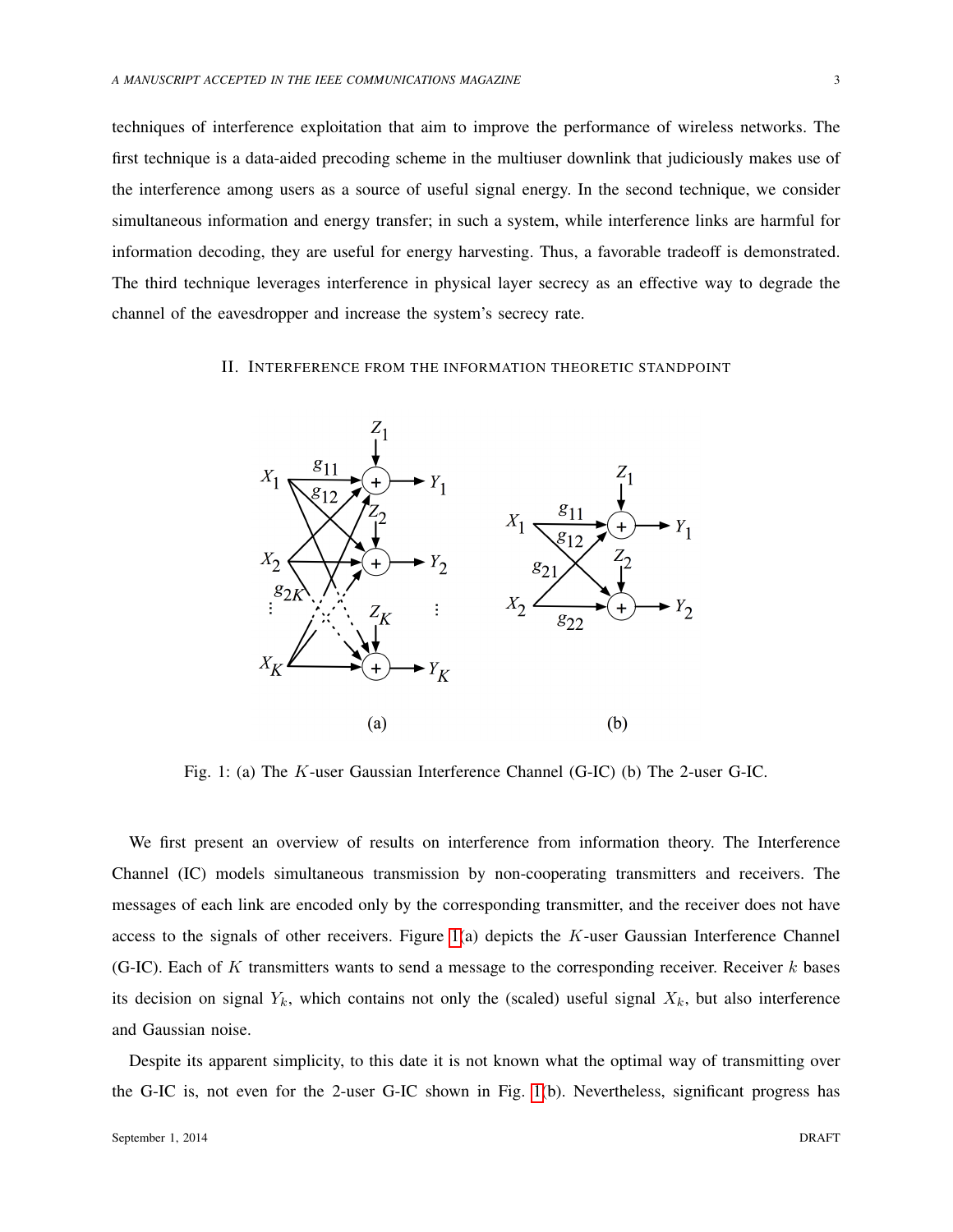techniques of interference exploitation that aim to improve the performance of wireless networks. The first technique is a data-aided precoding scheme in the multiuser downlink that judiciously makes use of the interference among users as a source of useful signal energy. In the second technique, we consider simultaneous information and energy transfer; in such a system, while interference links are harmful for information decoding, they are useful for energy harvesting. Thus, a favorable tradeoff is demonstrated. The third technique leverages interference in physical layer secrecy as an effective way to degrade the channel of the eavesdropper and increase the system's secrecy rate.

## II. Interference from the information theoretic standpoint

Fig. 1: (a) The $K$-user Gaussian Interference Channel (G-IC) (b) The 2-user G-IC.

We first present an overview of results on interference from information theory. The Interference Channel (IC) models simultaneous transmission by non-cooperating transmitters and receivers. The messages of each link are encoded only by the corresponding transmitter, and the receiver does not have access to the signals of other receivers. Figure 1(a) depicts the $K$-user Gaussian Interference Channel (G-IC). Each of $K$ transmitters wants to send a message to the corresponding receiver. Receiver $k$ bases its decision on signal $Y_k$, which contains not only the (scaled) useful signal $X_k$, but also interference and Gaussian noise.

Despite its apparent simplicity, to this date it is not known what the optimal way of transmitting over the G-IC is, not even for the 2-user G-IC shown in Fig. 1(b). Nevertheless, significant progress has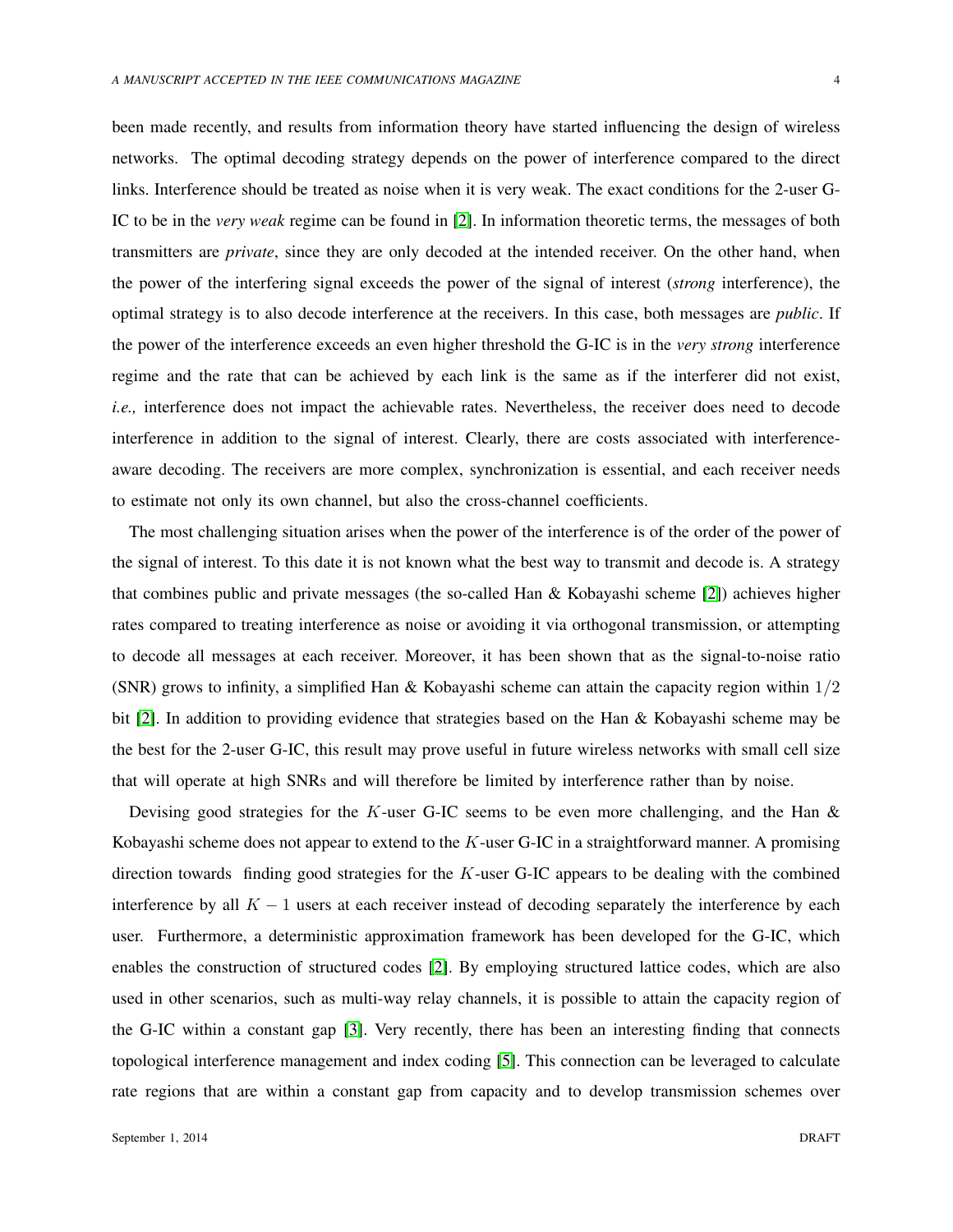been made recently, and results from information theory have started influencing the design of wireless networks. The optimal decoding strategy depends on the power of interference compared to the direct links. Interference should be treated as noise when it is very weak. The exact conditions for the 2-user G-IC to be in the *very weak* regime can be found in [2]. In information theoretic terms, the messages of both transmitters are *private*, since they are only decoded at the intended receiver. On the other hand, when the power of the interfering signal exceeds the power of the signal of interest (*strong* interference), the optimal strategy is to also decode interference at the receivers. In this case, both messages are *public*. If the power of the interference exceeds an even higher threshold the G-IC is in the *very strong* interference regime and the rate that can be achieved by each link is the same as if the interferer did not exist, *i.e.,* interference does not impact the achievable rates. Nevertheless, the receiver does need to decode interference in addition to the signal of interest. Clearly, there are costs associated with interference-aware decoding. The receivers are more complex, synchronization is essential, and each receiver needs to estimate not only its own channel, but also the cross-channel coefficients.

The most challenging situation arises when the power of the interference is of the order of the power of the signal of interest. To this date it is not known what the best way to transmit and decode is. A strategy that combines public and private messages (the so-called Han & Kobayashi scheme [2]) achieves higher rates compared to treating interference as noise or avoiding it via orthogonal transmission, or attempting to decode all messages at each receiver. Moreover, it has been shown that as the signal-to-noise ratio (SNR) grows to infinity, a simplified Han & Kobayashi scheme can attain the capacity region within $1/2$ bit [2]. In addition to providing evidence that strategies based on the Han & Kobayashi scheme may be the best for the 2-user G-IC, this result may prove useful in future wireless networks with small cell size that will operate at high SNRs and will therefore be limited by interference rather than by noise.

Devising good strategies for the $K$-user G-IC seems to be even more challenging, and the Han & Kobayashi scheme does not appear to extend to the $K$-user G-IC in a straightforward manner. A promising direction towards finding good strategies for the $K$-user G-IC appears to be dealing with the combined interference by all $K-1$ users at each receiver instead of decoding separately the interference by each user. Furthermore, a deterministic approximation framework has been developed for the G-IC, which enables the construction of structured codes [2]. By employing structured lattice codes, which are also used in other scenarios, such as multi-way relay channels, it is possible to attain the capacity region of the G-IC within a constant gap [3]. Very recently, there has been an interesting finding that connects topological interference management and index coding [5]. This connection can be leveraged to calculate rate regions that are within a constant gap from capacity and to develop transmission schemes over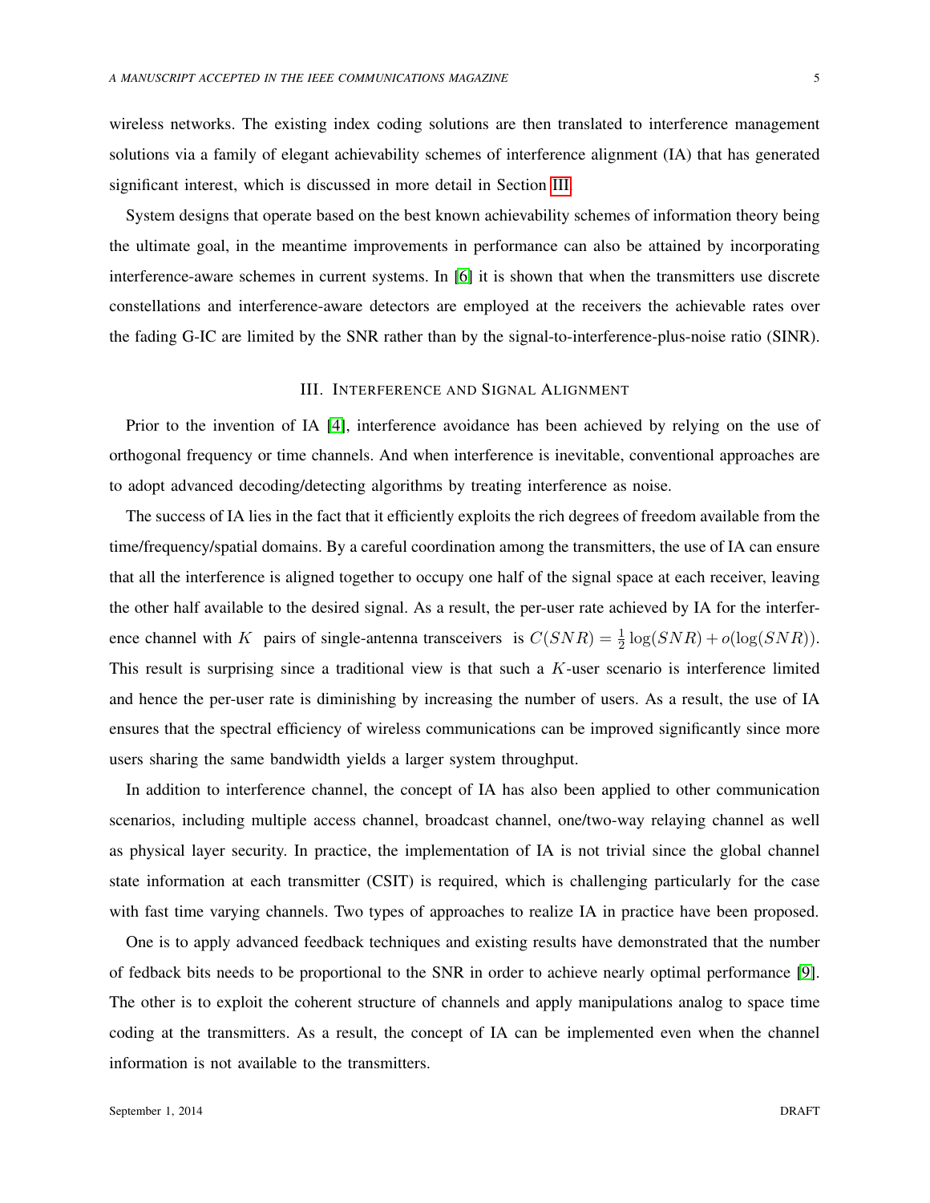wireless networks. The existing index coding solutions are then translated to interference management solutions via a family of elegant achievability schemes of interference alignment (IA) that has generated significant interest, which is discussed in more detail in Section III.

System designs that operate based on the best known achievability schemes of information theory being the ultimate goal, in the meantime improvements in performance can also be attained by incorporating interference-aware schemes in current systems. In [6] it is shown that when the transmitters use discrete constellations and interference-aware detectors are employed at the receivers the achievable rates over the fading G-IC are limited by the SNR rather than by the signal-to-interference-plus-noise ratio (SINR).

## III. Interference and Signal Alignment

Prior to the invention of IA [4], interference avoidance has been achieved by relying on the use of orthogonal frequency or time channels. And when interference is inevitable, conventional approaches are to adopt advanced decoding/detecting algorithms by treating interference as noise.

The success of IA lies in the fact that it efficiently exploits the rich degrees of freedom available from the time/frequency/spatial domains. By a careful coordination among the transmitters, the use of IA can ensure that all the interference is aligned together to occupy one half of the signal space at each receiver, leaving the other half available to the desired signal. As a result, the per-user rate achieved by IA for the interference channel with $K$ pairs of single-antenna transceivers is $C(SNR) = \frac{1}{2}\log(SNR) + o(\log(SNR))$. This result is surprising since a traditional view is that such a $K$-user scenario is interference limited and hence the per-user rate is diminishing by increasing the number of users. As a result, the use of IA ensures that the spectral efficiency of wireless communications can be improved significantly since more users sharing the same bandwidth yields a larger system throughput.

In addition to interference channel, the concept of IA has also been applied to other communication scenarios, including multiple access channel, broadcast channel, one/two-way relaying channel as well as physical layer security. In practice, the implementation of IA is not trivial since the global channel state information at each transmitter (CSIT) is required, which is challenging particularly for the case with fast time varying channels. Two types of approaches to realize IA in practice have been proposed.

One is to apply advanced feedback techniques and existing results have demonstrated that the number of fedback bits needs to be proportional to the SNR in order to achieve nearly optimal performance [9]. The other is to exploit the coherent structure of channels and apply manipulations analog to space time coding at the transmitters. As a result, the concept of IA can be implemented even when the channel information is not available to the transmitters.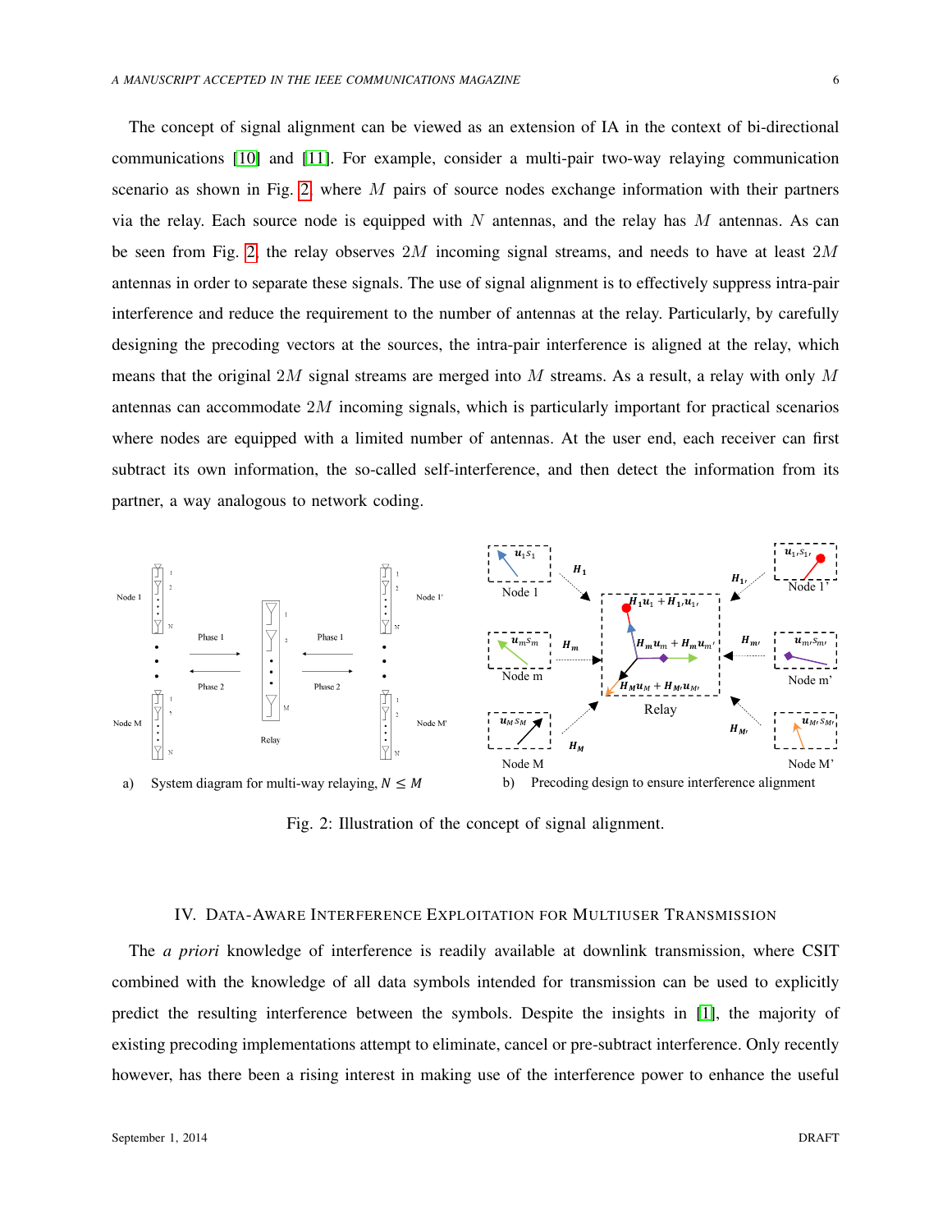The concept of signal alignment can be viewed as an extension of IA in the context of bi-directional communications [10] and [11]. For example, consider a multi-pair two-way relaying communication scenario as shown in Fig. 2, where $M$ pairs of source nodes exchange information with their partners via the relay. Each source node is equipped with $N$ antennas, and the relay has $M$ antennas. As can be seen from Fig. 2, the relay observes $2M$ incoming signal streams, and needs to have at least $2M$ antennas in order to separate these signals. The use of signal alignment is to effectively suppress intra-pair interference and reduce the requirement to the number of antennas at the relay. Particularly, by carefully designing the precoding vectors at the sources, the intra-pair interference is aligned at the relay, which means that the original $2M$ signal streams are merged into $M$ streams. As a result, a relay with only $M$ antennas can accommodate $2M$ incoming signals, which is particularly important for practical scenarios where nodes are equipped with a limited number of antennas. At the user end, each receiver can first subtract its own information, the so-called self-interference, and then detect the information from its partner, a way analogous to network coding.

a) System diagram for multi-way relaying, $N \leq M$ b) Precoding design to ensure interference alignment

Fig. 2: Illustration of the concept of signal alignment.

## IV. Data-Aware Interference Exploitation for Multiuser Transmission

The *a priori* knowledge of interference is readily available at downlink transmission, where CSIT combined with the knowledge of all data symbols intended for transmission can be used to explicitly predict the resulting interference between the symbols. Despite the insights in [1], the majority of existing precoding implementations attempt to eliminate, cancel or pre-subtract interference. Only recently however, has there been a rising interest in making use of the interference power to enhance the useful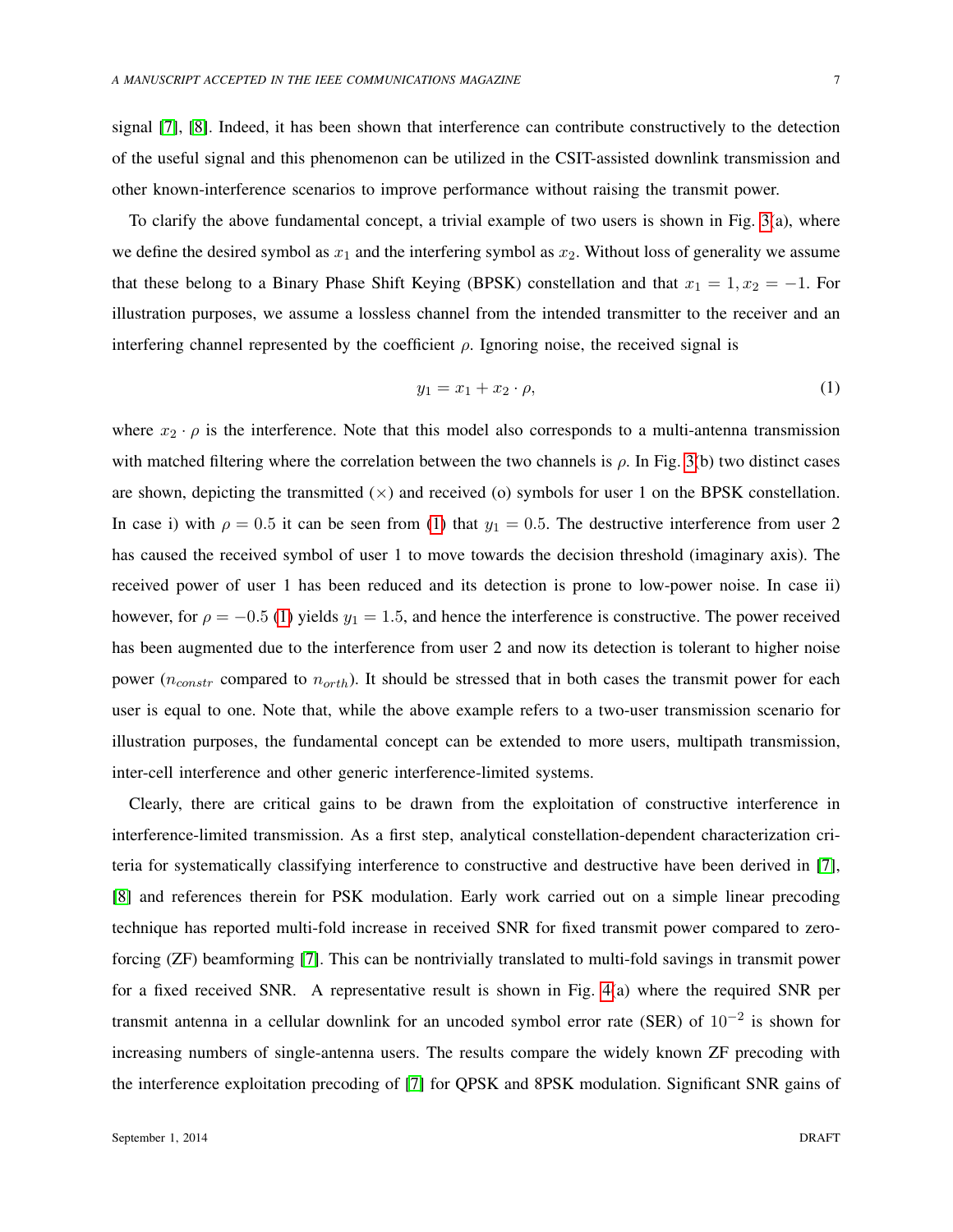signal [7], [8]. Indeed, it has been shown that interference can contribute constructively to the detection of the useful signal and this phenomenon can be utilized in the CSIT-assisted downlink transmission and other known-interference scenarios to improve performance without raising the transmit power.

To clarify the above fundamental concept, a trivial example of two users is shown in Fig. 3(a), where we define the desired symbol as $x_1$ and the interfering symbol as $x_2$. Without loss of generality we assume that these belong to a Binary Phase Shift Keying (BPSK) constellation and that $x_1 = 1, x_2 = -1$. For illustration purposes, we assume a lossless channel from the intended transmitter to the receiver and an interfering channel represented by the coefficient $\rho$. Ignoring noise, the received signal is

$$y_1 = x_1 + x_2 \cdot \rho, \tag{1}$$

where $x_2 \cdot \rho$ is the interference. Note that this model also corresponds to a multi-antenna transmission with matched filtering where the correlation between the two channels is $\rho$. In Fig. 3(b) two distinct cases are shown, depicting the transmitted ($\times$) and received (o) symbols for user 1 on the BPSK constellation. In case i) with $\rho = 0.5$ it can be seen from (1) that $y_1 = 0.5$. The destructive interference from user 2 has caused the received symbol of user 1 to move towards the decision threshold (imaginary axis). The received power of user 1 has been reduced and its detection is prone to low-power noise. In case ii) however, for $\rho = -0.5$ (1) yields $y_1 = 1.5$, and hence the interference is constructive. The power received has been augmented due to the interference from user 2 and now its detection is tolerant to higher noise power ($n_{constr}$ compared to $n_{orth}$). It should be stressed that in both cases the transmit power for each user is equal to one. Note that, while the above example refers to a two-user transmission scenario for illustration purposes, the fundamental concept can be extended to more users, multipath transmission, inter-cell interference and other generic interference-limited systems.

Clearly, there are critical gains to be drawn from the exploitation of constructive interference in interference-limited transmission. As a first step, analytical constellation-dependent characterization criteria for systematically classifying interference to constructive and destructive have been derived in [7], [8] and references therein for PSK modulation. Early work carried out on a simple linear precoding technique has reported multi-fold increase in received SNR for fixed transmit power compared to zero-forcing (ZF) beamforming [7]. This can be nontrivially translated to multi-fold savings in transmit power for a fixed received SNR. A representative result is shown in Fig. 4(a) where the required SNR per transmit antenna in a cellular downlink for an uncoded symbol error rate (SER) of $10^{-2}$ is shown for increasing numbers of single-antenna users. The results compare the widely known ZF precoding with the interference exploitation precoding of [7] for QPSK and 8PSK modulation. Significant SNR gains of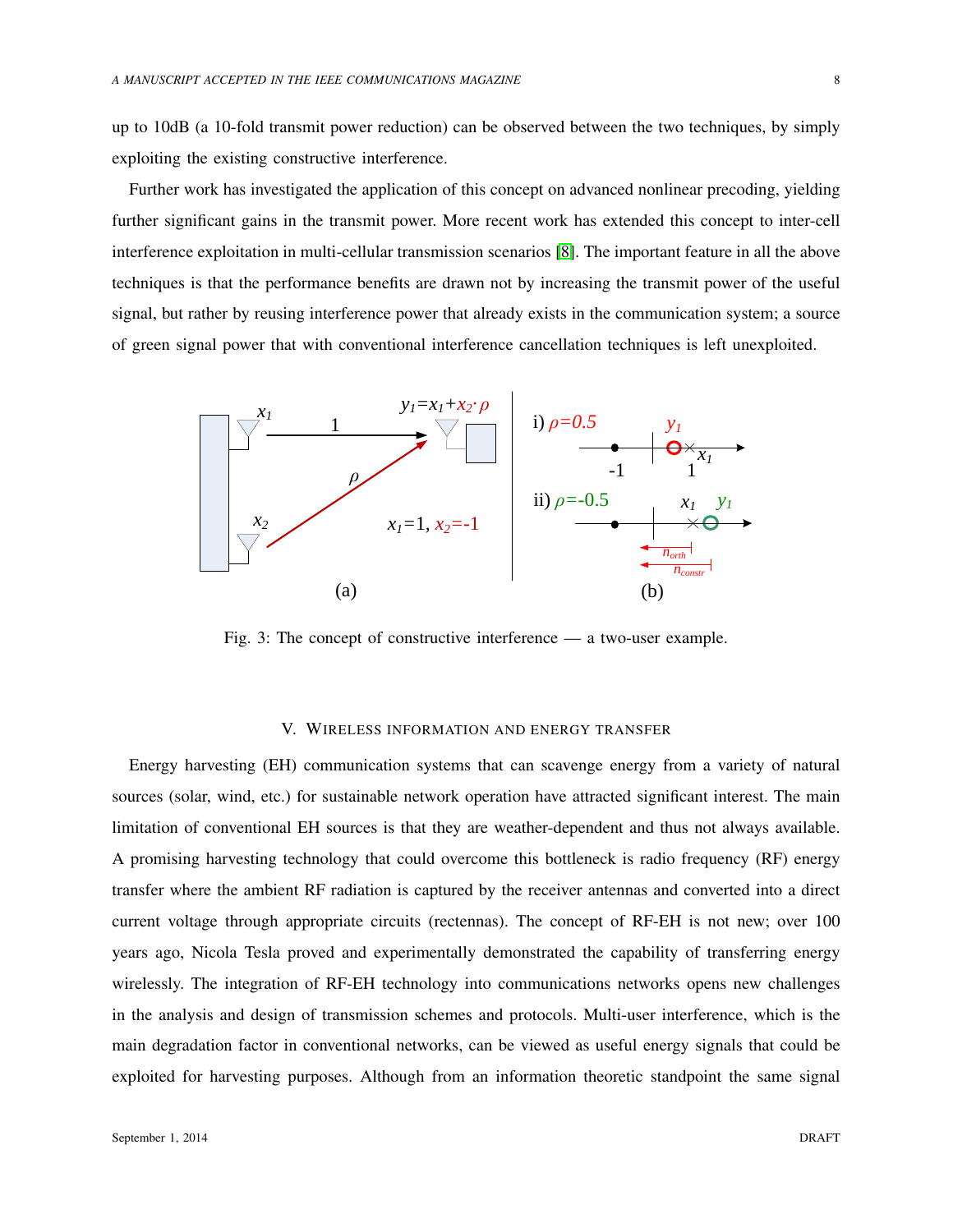up to 10dB (a 10-fold transmit power reduction) can be observed between the two techniques, by simply exploiting the existing constructive interference.

Further work has investigated the application of this concept on advanced nonlinear precoding, yielding further significant gains in the transmit power. More recent work has extended this concept to inter-cell interference exploitation in multi-cellular transmission scenarios [8]. The important feature in all the above techniques is that the performance benefits are drawn not by increasing the transmit power of the useful signal, but rather by reusing interference power that already exists in the communication system; a source of green signal power that with conventional interference cancellation techniques is left unexploited.

Fig. 3: The concept of constructive interference — a two-user example.

## V. Wireless information and energy transfer

Energy harvesting (EH) communication systems that can scavenge energy from a variety of natural sources (solar, wind, etc.) for sustainable network operation have attracted significant interest. The main limitation of conventional EH sources is that they are weather-dependent and thus not always available. A promising harvesting technology that could overcome this bottleneck is radio frequency (RF) energy transfer where the ambient RF radiation is captured by the receiver antennas and converted into a direct current voltage through appropriate circuits (rectennas). The concept of RF-EH is not new; over 100 years ago, Nicola Tesla proved and experimentally demonstrated the capability of transferring energy wirelessly. The integration of RF-EH technology into communications networks opens new challenges in the analysis and design of transmission schemes and protocols. Multi-user interference, which is the main degradation factor in conventional networks, can be viewed as useful energy signals that could be exploited for harvesting purposes. Although from an information theoretic standpoint the same signal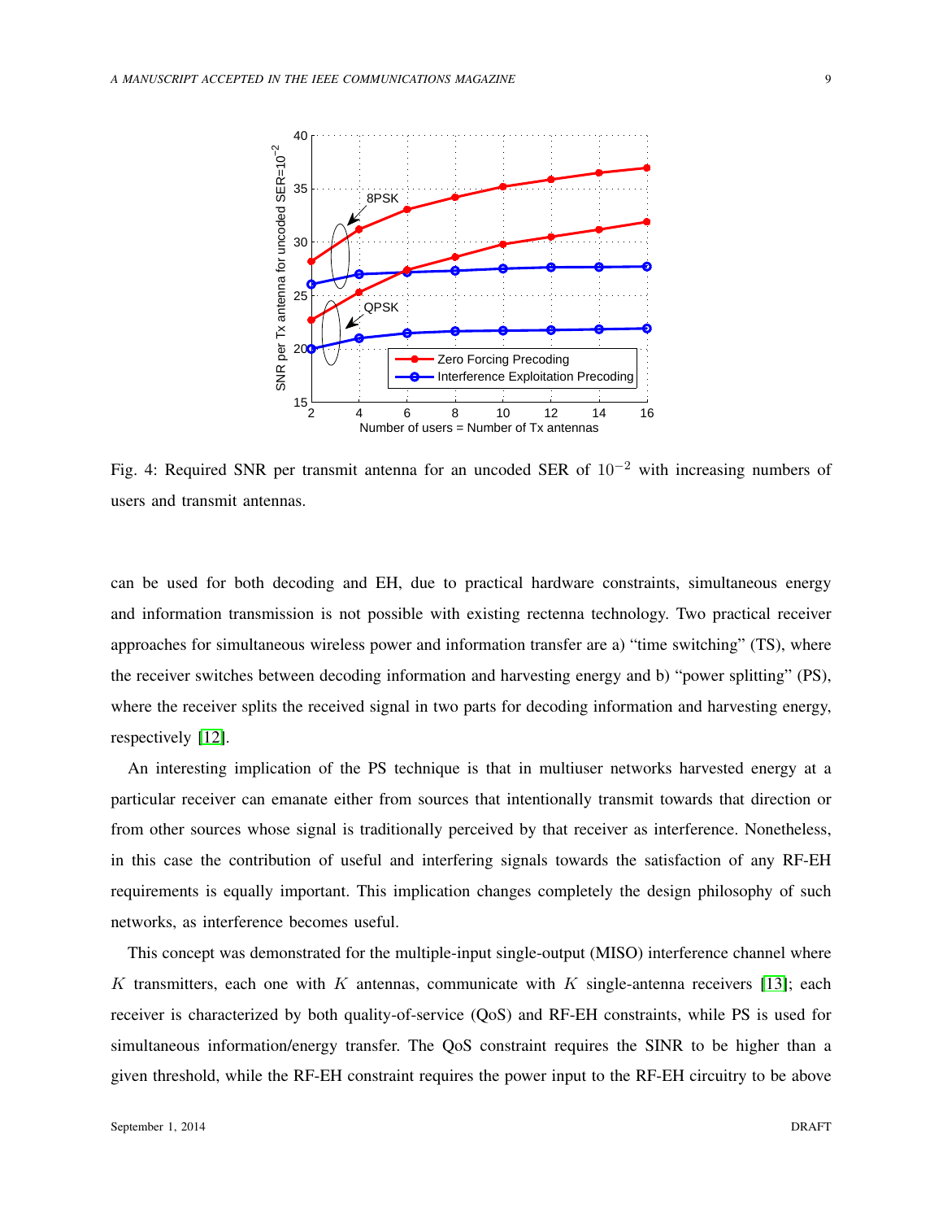Fig. 4: Required SNR per transmit antenna for an uncoded SER of $10^{-2}$ with increasing numbers of users and transmit antennas.

can be used for both decoding and EH, due to practical hardware constraints, simultaneous energy and information transmission is not possible with existing rectenna technology. Two practical receiver approaches for simultaneous wireless power and information transfer are a) "time switching" (TS), where the receiver switches between decoding information and harvesting energy and b) "power splitting" (PS), where the receiver splits the received signal in two parts for decoding information and harvesting energy, respectively [12].

An interesting implication of the PS technique is that in multiuser networks harvested energy at a particular receiver can emanate either from sources that intentionally transmit towards that direction or from other sources whose signal is traditionally perceived by that receiver as interference. Nonetheless, in this case the contribution of useful and interfering signals towards the satisfaction of any RF-EH requirements is equally important. This implication changes completely the design philosophy of such networks, as interference becomes useful.

This concept was demonstrated for the multiple-input single-output (MISO) interference channel where $K$ transmitters, each one with $K$ antennas, communicate with $K$ single-antenna receivers [13]; each receiver is characterized by both quality-of-service (QoS) and RF-EH constraints, while PS is used for simultaneous information/energy transfer. The QoS constraint requires the SINR to be higher than a given threshold, while the RF-EH constraint requires the power input to the RF-EH circuitry to be above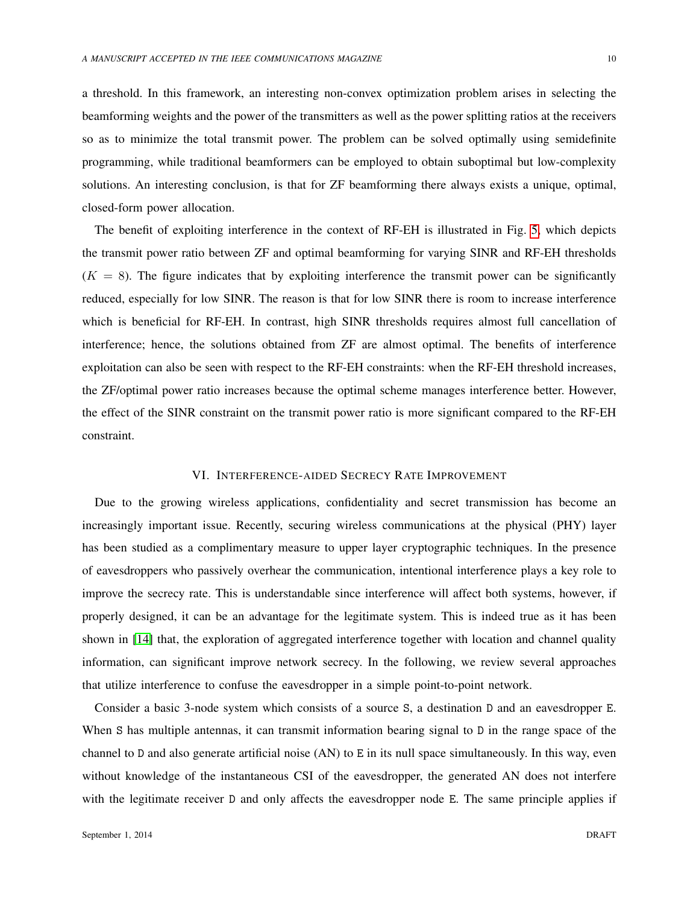a threshold. In this framework, an interesting non-convex optimization problem arises in selecting the beamforming weights and the power of the transmitters as well as the power splitting ratios at the receivers so as to minimize the total transmit power. The problem can be solved optimally using semidefinite programming, while traditional beamformers can be employed to obtain suboptimal but low-complexity solutions. An interesting conclusion, is that for ZF beamforming there always exists a unique, optimal, closed-form power allocation.

The benefit of exploiting interference in the context of RF-EH is illustrated in Fig. 5, which depicts the transmit power ratio between ZF and optimal beamforming for varying SINR and RF-EH thresholds ($K = 8$). The figure indicates that by exploiting interference the transmit power can be significantly reduced, especially for low SINR. The reason is that for low SINR there is room to increase interference which is beneficial for RF-EH. In contrast, high SINR thresholds requires almost full cancellation of interference; hence, the solutions obtained from ZF are almost optimal. The benefits of interference exploitation can also be seen with respect to the RF-EH constraints: when the RF-EH threshold increases, the ZF/optimal power ratio increases because the optimal scheme manages interference better. However, the effect of the SINR constraint on the transmit power ratio is more significant compared to the RF-EH constraint.

## VI. Interference-aided Secrecy Rate Improvement

Due to the growing wireless applications, confidentiality and secret transmission has become an increasingly important issue. Recently, securing wireless communications at the physical (PHY) layer has been studied as a complimentary measure to upper layer cryptographic techniques. In the presence of eavesdroppers who passively overhear the communication, intentional interference plays a key role to improve the secrecy rate. This is understandable since interference will affect both systems, however, if properly designed, it can be an advantage for the legitimate system. This is indeed true as it has been shown in [14] that, the exploration of aggregated interference together with location and channel quality information, can significant improve network secrecy. In the following, we review several approaches that utilize interference to confuse the eavesdropper in a simple point-to-point network.

Consider a basic 3-node system which consists of a source S, a destination D and an eavesdropper E. When S has multiple antennas, it can transmit information bearing signal to D in the range space of the channel to D and also generate artificial noise (AN) to E in its null space simultaneously. In this way, even without knowledge of the instantaneous CSI of the eavesdropper, the generated AN does not interfere with the legitimate receiver D and only affects the eavesdropper node E. The same principle applies if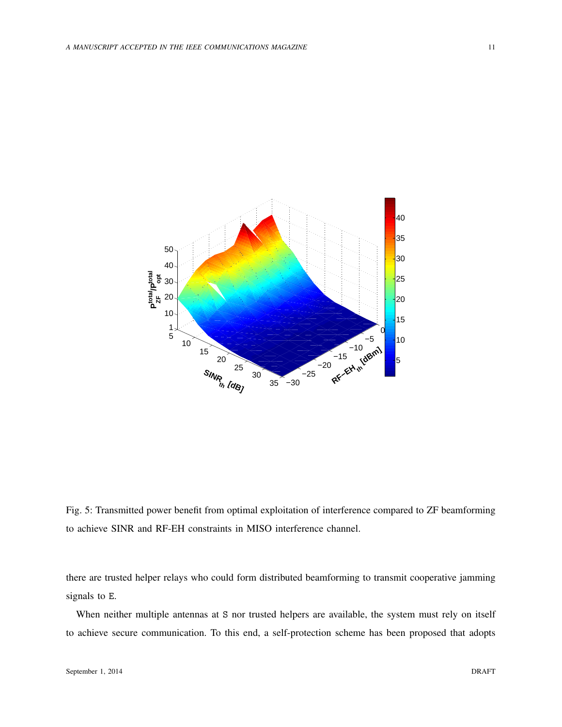Fig. 5: Transmitted power benefit from optimal exploitation of interference compared to ZF beamforming to achieve SINR and RF-EH constraints in MISO interference channel.

there are trusted helper relays who could form distributed beamforming to transmit cooperative jamming signals to E.

When neither multiple antennas at S nor trusted helpers are available, the system must rely on itself to achieve secure communication. To this end, a self-protection scheme has been proposed that adopts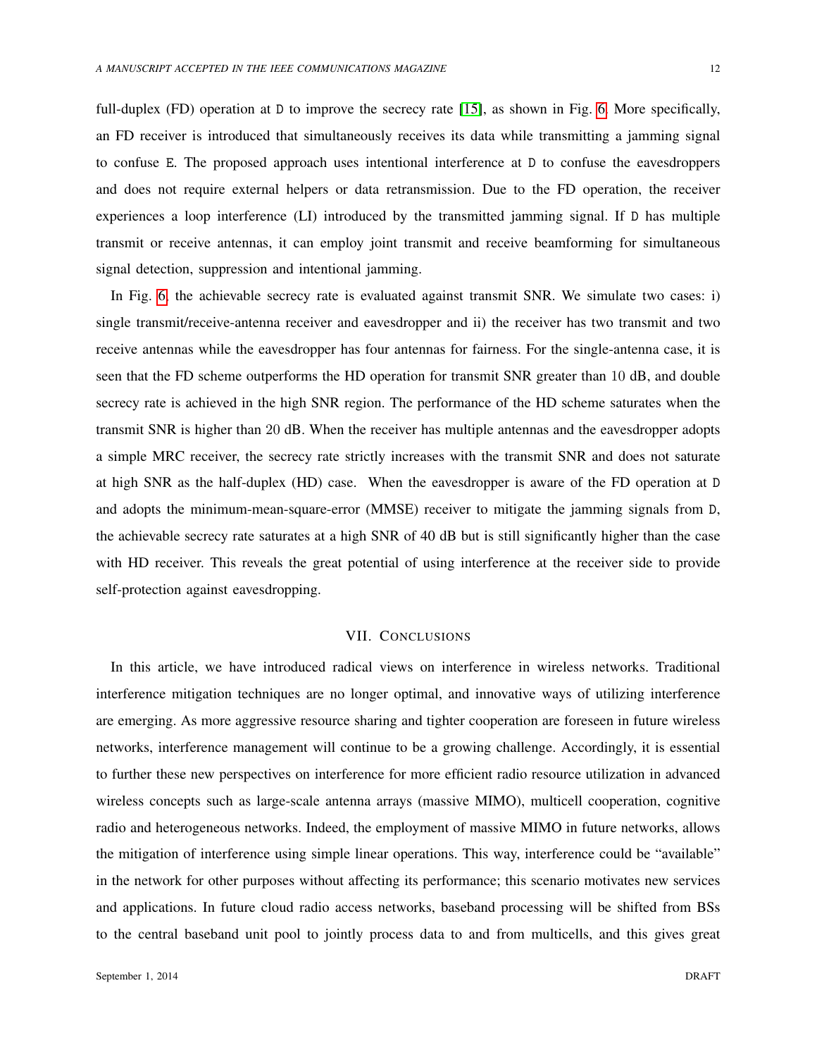full-duplex (FD) operation at D to improve the secrecy rate [15], as shown in Fig. 6. More specifically, an FD receiver is introduced that simultaneously receives its data while transmitting a jamming signal to confuse E. The proposed approach uses intentional interference at D to confuse the eavesdroppers and does not require external helpers or data retransmission. Due to the FD operation, the receiver experiences a loop interference (LI) introduced by the transmitted jamming signal. If D has multiple transmit or receive antennas, it can employ joint transmit and receive beamforming for simultaneous signal detection, suppression and intentional jamming.

In Fig. 6, the achievable secrecy rate is evaluated against transmit SNR. We simulate two cases: i) single transmit/receive-antenna receiver and eavesdropper and ii) the receiver has two transmit and two receive antennas while the eavesdropper has four antennas for fairness. For the single-antenna case, it is seen that the FD scheme outperforms the HD operation for transmit SNR greater than 10 dB, and double secrecy rate is achieved in the high SNR region. The performance of the HD scheme saturates when the transmit SNR is higher than 20 dB. When the receiver has multiple antennas and the eavesdropper adopts a simple MRC receiver, the secrecy rate strictly increases with the transmit SNR and does not saturate at high SNR as the half-duplex (HD) case. When the eavesdropper is aware of the FD operation at D and adopts the minimum-mean-square-error (MMSE) receiver to mitigate the jamming signals from D, the achievable secrecy rate saturates at a high SNR of 40 dB but is still significantly higher than the case with HD receiver. This reveals the great potential of using interference at the receiver side to provide self-protection against eavesdropping.

## VII. Conclusions

In this article, we have introduced radical views on interference in wireless networks. Traditional interference mitigation techniques are no longer optimal, and innovative ways of utilizing interference are emerging. As more aggressive resource sharing and tighter cooperation are foreseen in future wireless networks, interference management will continue to be a growing challenge. Accordingly, it is essential to further these new perspectives on interference for more efficient radio resource utilization in advanced wireless concepts such as large-scale antenna arrays (massive MIMO), multicell cooperation, cognitive radio and heterogeneous networks. Indeed, the employment of massive MIMO in future networks, allows the mitigation of interference using simple linear operations. This way, interference could be "available" in the network for other purposes without affecting its performance; this scenario motivates new services and applications. In future cloud radio access networks, baseband processing will be shifted from BSs to the central baseband unit pool to jointly process data to and from multicells, and this gives great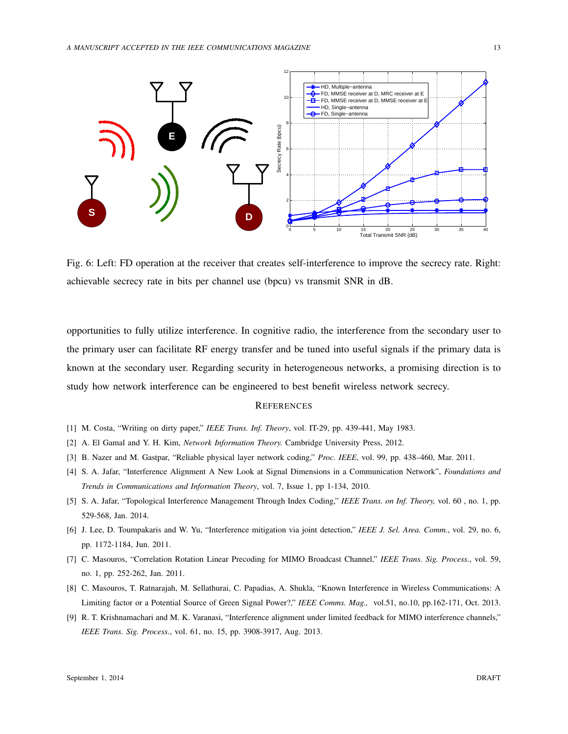Fig. 6: Left: FD operation at the receiver that creates self-interference to improve the secrecy rate. Right: achievable secrecy rate in bits per channel use (bpcu) vs transmit SNR in dB.

opportunities to fully utilize interference. In cognitive radio, the interference from the secondary user to the primary user can facilitate RF energy transfer and be tuned into useful signals if the primary data is known at the secondary user. Regarding security in heterogeneous networks, a promising direction is to study how network interference can be engineered to best benefit wireless network secrecy.

## REFERENCES

[1] M. Costa, "Writing on dirty paper," *IEEE Trans. Inf. Theory*, vol. IT-29, pp. 439-441, May 1983.

[2] A. El Gamal and Y. H. Kim, *Network Information Theory.* Cambridge University Press, 2012.

[3] B. Nazer and M. Gastpar, "Reliable physical layer network coding," *Proc. IEEE*, vol. 99, pp. 438–460, Mar. 2011.

[4] S. A. Jafar, "Interference Alignment A New Look at Signal Dimensions in a Communication Network", *Foundations and Trends in Communications and Information Theory*, vol. 7, Issue 1, pp 1-134, 2010.

[5] S. A. Jafar, "Topological Interference Management Through Index Coding," *IEEE Trans. on Inf. Theory,* vol. 60 , no. 1, pp. 529-568, Jan. 2014.

[6] J. Lee, D. Toumpakaris and W. Yu, "Interference mitigation via joint detection," *IEEE J. Sel. Area. Comm.*, vol. 29, no. 6, pp. 1172-1184, Jun. 2011.

[7] C. Masouros, "Correlation Rotation Linear Precoding for MIMO Broadcast Channel," *IEEE Trans. Sig. Process.*, vol. 59, no. 1, pp. 252-262, Jan. 2011.

[8] C. Masouros, T. Ratnarajah, M. Sellathurai, C. Papadias, A. Shukla, "Known Interference in Wireless Communications: A Limiting factor or a Potential Source of Green Signal Power?," *IEEE Comms. Mag.,* vol.51, no.10, pp.162-171, Oct. 2013.

[9] R. T. Krishnamachari and M. K. Varanasi, "Interference alignment under limited feedback for MIMO interference channels," *IEEE Trans. Sig. Process.*, vol. 61, no. 15, pp. 3908-3917, Aug. 2013.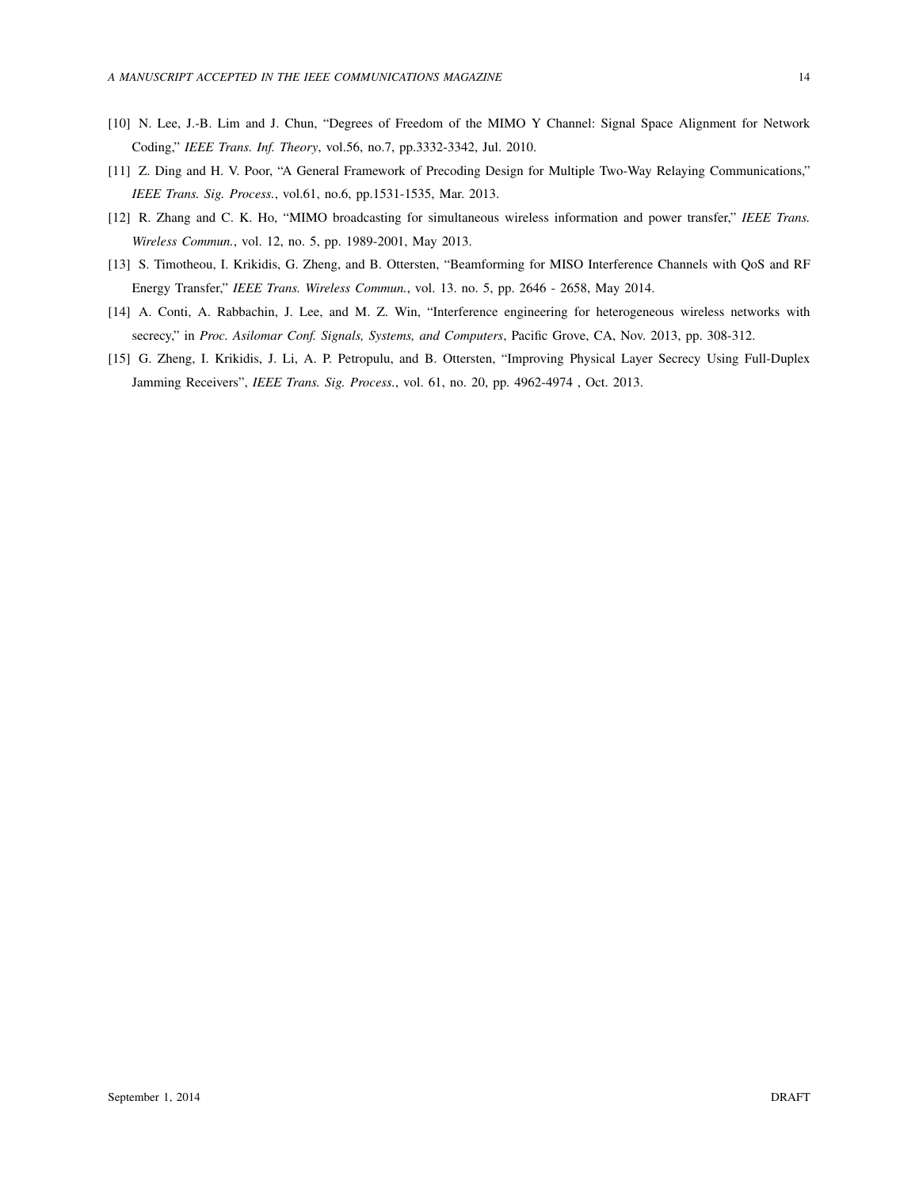[10] N. Lee, J.-B. Lim and J. Chun, "Degrees of Freedom of the MIMO Y Channel: Signal Space Alignment for Network Coding," *IEEE Trans. Inf. Theory*, vol.56, no.7, pp.3332-3342, Jul. 2010.

[11] Z. Ding and H. V. Poor, "A General Framework of Precoding Design for Multiple Two-Way Relaying Communications," *IEEE Trans. Sig. Process.*, vol.61, no.6, pp.1531-1535, Mar. 2013.

[12] R. Zhang and C. K. Ho, "MIMO broadcasting for simultaneous wireless information and power transfer," *IEEE Trans. Wireless Commun.*, vol. 12, no. 5, pp. 1989-2001, May 2013.

[13] S. Timotheou, I. Krikidis, G. Zheng, and B. Ottersten, "Beamforming for MISO Interference Channels with QoS and RF Energy Transfer," *IEEE Trans. Wireless Commun.*, vol. 13. no. 5, pp. 2646 - 2658, May 2014.

[14] A. Conti, A. Rabbachin, J. Lee, and M. Z. Win, "Interference engineering for heterogeneous wireless networks with secrecy," in *Proc. Asilomar Conf. Signals, Systems, and Computers*, Pacific Grove, CA, Nov. 2013, pp. 308-312.

[15] G. Zheng, I. Krikidis, J. Li, A. P. Petropulu, and B. Ottersten, "Improving Physical Layer Secrecy Using Full-Duplex Jamming Receivers", *IEEE Trans. Sig. Process.*, vol. 61, no. 20, pp. 4962-4974 , Oct. 2013.